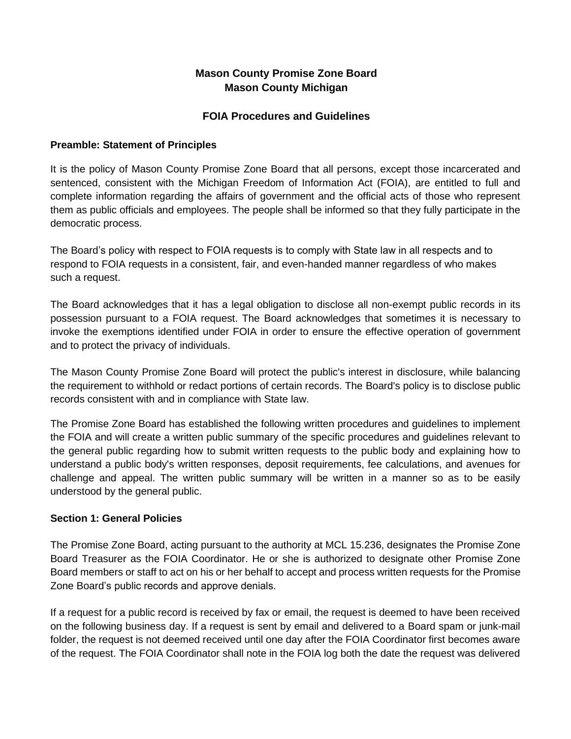# Mason County Promise Zone Board
# Mason County Michigan

## FOIA Procedures and Guidelines

### Preamble: Statement of Principles

It is the policy of Mason County Promise Zone Board that all persons, except those incarcerated and sentenced, consistent with the Michigan Freedom of Information Act (FOIA), are entitled to full and complete information regarding the affairs of government and the official acts of those who represent them as public officials and employees. The people shall be informed so that they fully participate in the democratic process.

The Board's policy with respect to FOIA requests is to comply with State law in all respects and to respond to FOIA requests in a consistent, fair, and even-handed manner regardless of who makes such a request.

The Board acknowledges that it has a legal obligation to disclose all non-exempt public records in its possession pursuant to a FOIA request. The Board acknowledges that sometimes it is necessary to invoke the exemptions identified under FOIA in order to ensure the effective operation of government and to protect the privacy of individuals.

The Mason County Promise Zone Board will protect the public's interest in disclosure, while balancing the requirement to withhold or redact portions of certain records. The Board's policy is to disclose public records consistent with and in compliance with State law.

The Promise Zone Board has established the following written procedures and guidelines to implement the FOIA and will create a written public summary of the specific procedures and guidelines relevant to the general public regarding how to submit written requests to the public body and explaining how to understand a public body's written responses, deposit requirements, fee calculations, and avenues for challenge and appeal. The written public summary will be written in a manner so as to be easily understood by the general public.

### Section 1: General Policies

The Promise Zone Board, acting pursuant to the authority at MCL 15.236, designates the Promise Zone Board Treasurer as the FOIA Coordinator. He or she is authorized to designate other Promise Zone Board members or staff to act on his or her behalf to accept and process written requests for the Promise Zone Board's public records and approve denials.

If a request for a public record is received by fax or email, the request is deemed to have been received on the following business day. If a request is sent by email and delivered to a Board spam or junk-mail folder, the request is not deemed received until one day after the FOIA Coordinator first becomes aware of the request. The FOIA Coordinator shall note in the FOIA log both the date the request was delivered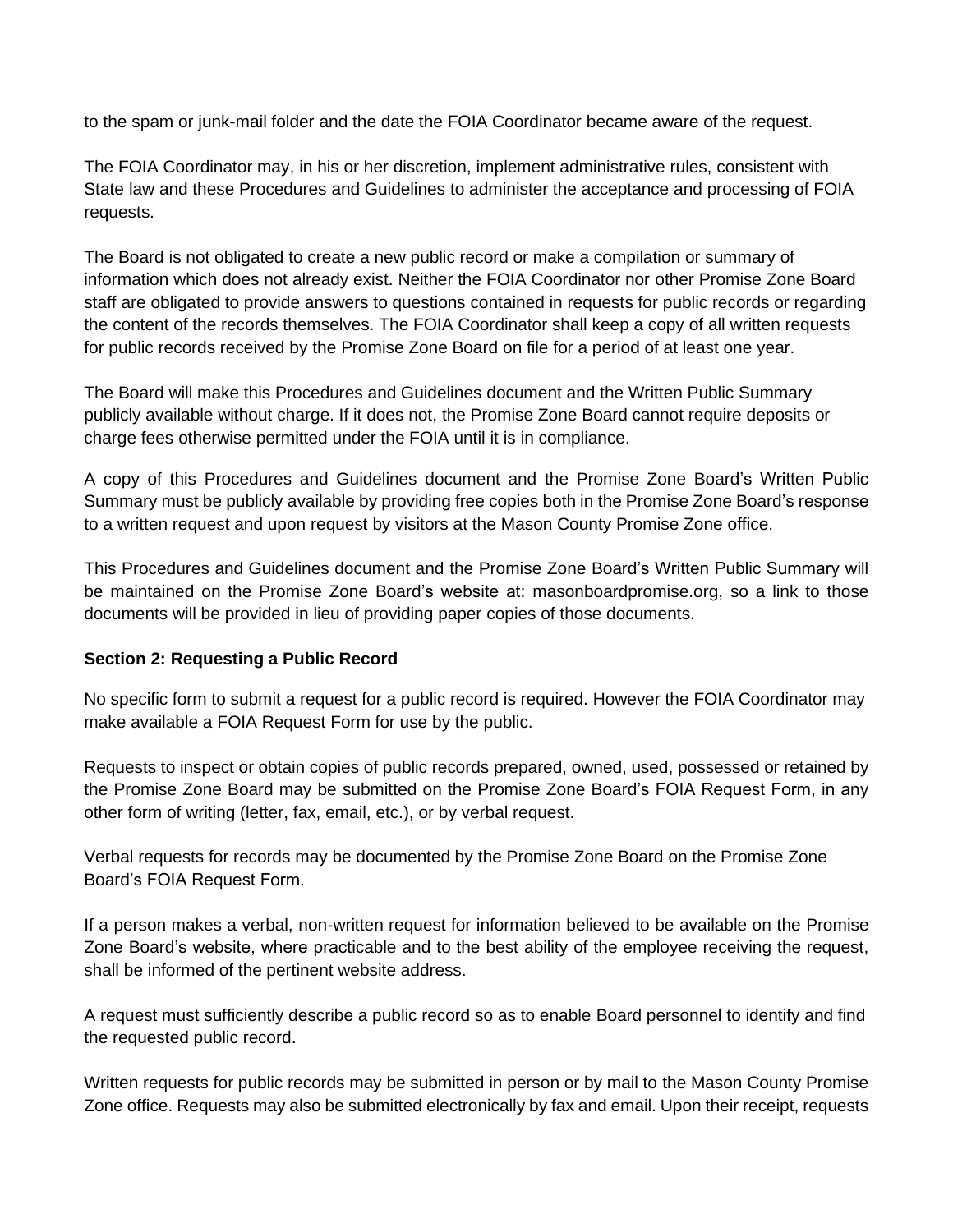to the spam or junk-mail folder and the date the FOIA Coordinator became aware of the request.

The FOIA Coordinator may, in his or her discretion, implement administrative rules, consistent with State law and these Procedures and Guidelines to administer the acceptance and processing of FOIA requests.

The Board is not obligated to create a new public record or make a compilation or summary of information which does not already exist. Neither the FOIA Coordinator nor other Promise Zone Board staff are obligated to provide answers to questions contained in requests for public records or regarding the content of the records themselves. The FOIA Coordinator shall keep a copy of all written requests for public records received by the Promise Zone Board on file for a period of at least one year.

The Board will make this Procedures and Guidelines document and the Written Public Summary publicly available without charge. If it does not, the Promise Zone Board cannot require deposits or charge fees otherwise permitted under the FOIA until it is in compliance.

A copy of this Procedures and Guidelines document and the Promise Zone Board's Written Public Summary must be publicly available by providing free copies both in the Promise Zone Board's response to a written request and upon request by visitors at the Mason County Promise Zone office.

This Procedures and Guidelines document and the Promise Zone Board's Written Public Summary will be maintained on the Promise Zone Board's website at: masonboardpromise.org, so a link to those documents will be provided in lieu of providing paper copies of those documents.

**Section 2: Requesting a Public Record**

No specific form to submit a request for a public record is required. However the FOIA Coordinator may make available a FOIA Request Form for use by the public.

Requests to inspect or obtain copies of public records prepared, owned, used, possessed or retained by the Promise Zone Board may be submitted on the Promise Zone Board's FOIA Request Form, in any other form of writing (letter, fax, email, etc.), or by verbal request.

Verbal requests for records may be documented by the Promise Zone Board on the Promise Zone Board's FOIA Request Form.

If a person makes a verbal, non-written request for information believed to be available on the Promise Zone Board's website, where practicable and to the best ability of the employee receiving the request, shall be informed of the pertinent website address.

A request must sufficiently describe a public record so as to enable Board personnel to identify and find the requested public record.

Written requests for public records may be submitted in person or by mail to the Mason County Promise Zone office. Requests may also be submitted electronically by fax and email. Upon their receipt, requests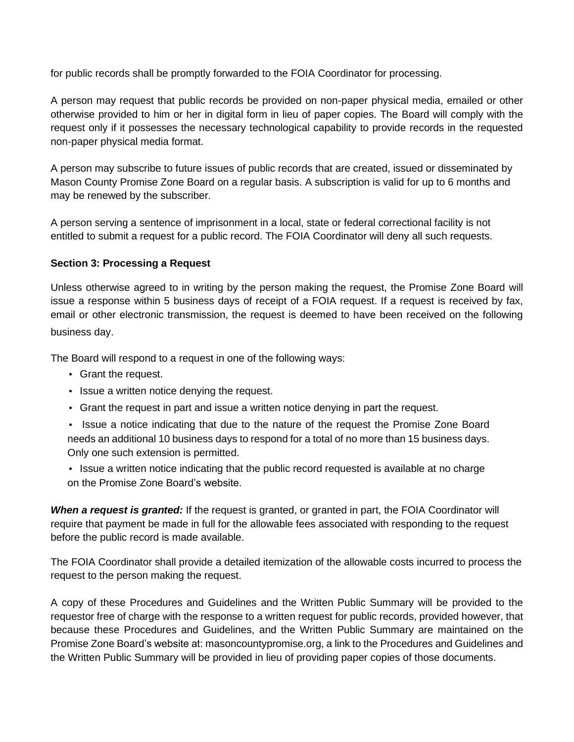for public records shall be promptly forwarded to the FOIA Coordinator for processing.

A person may request that public records be provided on non-paper physical media, emailed or other otherwise provided to him or her in digital form in lieu of paper copies. The Board will comply with the request only if it possesses the necessary technological capability to provide records in the requested non-paper physical media format.

A person may subscribe to future issues of public records that are created, issued or disseminated by Mason County Promise Zone Board on a regular basis. A subscription is valid for up to 6 months and may be renewed by the subscriber.

A person serving a sentence of imprisonment in a local, state or federal correctional facility is not entitled to submit a request for a public record. The FOIA Coordinator will deny all such requests.

**Section 3: Processing a Request**

Unless otherwise agreed to in writing by the person making the request, the Promise Zone Board will issue a response within 5 business days of receipt of a FOIA request. If a request is received by fax, email or other electronic transmission, the request is deemed to have been received on the following business day.

The Board will respond to a request in one of the following ways:

- Grant the request.
- Issue a written notice denying the request.
- Grant the request in part and issue a written notice denying in part the request.
- Issue a notice indicating that due to the nature of the request the Promise Zone Board needs an additional 10 business days to respond for a total of no more than 15 business days. Only one such extension is permitted.
- Issue a written notice indicating that the public record requested is available at no charge on the Promise Zone Board's website.

***When a request is granted:*** If the request is granted, or granted in part, the FOIA Coordinator will require that payment be made in full for the allowable fees associated with responding to the request before the public record is made available.

The FOIA Coordinator shall provide a detailed itemization of the allowable costs incurred to process the request to the person making the request.

A copy of these Procedures and Guidelines and the Written Public Summary will be provided to the requestor free of charge with the response to a written request for public records, provided however, that because these Procedures and Guidelines, and the Written Public Summary are maintained on the Promise Zone Board's website at: masoncountypromise.org, a link to the Procedures and Guidelines and the Written Public Summary will be provided in lieu of providing paper copies of those documents.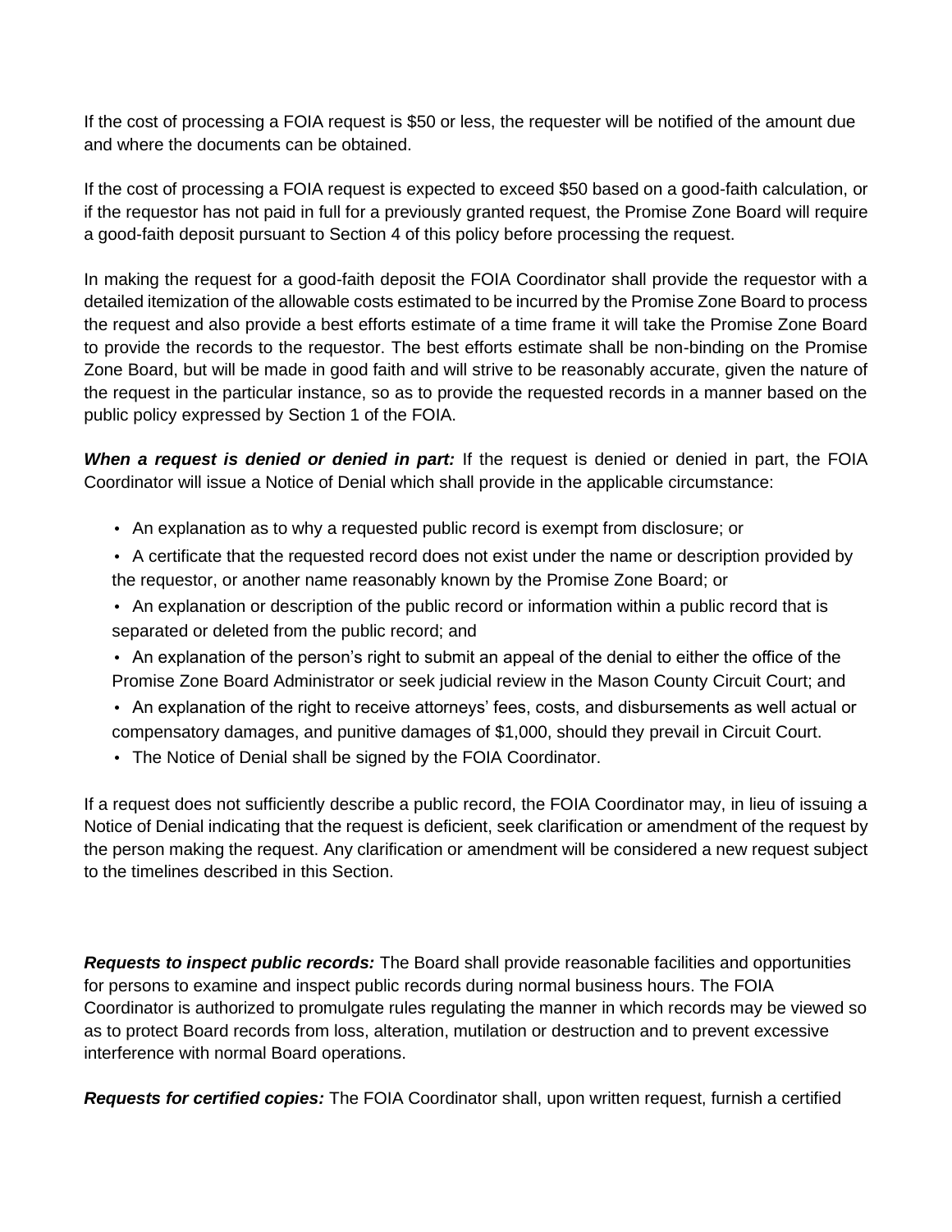If the cost of processing a FOIA request is $50 or less, the requester will be notified of the amount due and where the documents can be obtained.

If the cost of processing a FOIA request is expected to exceed $50 based on a good-faith calculation, or if the requestor has not paid in full for a previously granted request, the Promise Zone Board will require a good-faith deposit pursuant to Section 4 of this policy before processing the request.

In making the request for a good-faith deposit the FOIA Coordinator shall provide the requestor with a detailed itemization of the allowable costs estimated to be incurred by the Promise Zone Board to process the request and also provide a best efforts estimate of a time frame it will take the Promise Zone Board to provide the records to the requestor. The best efforts estimate shall be non-binding on the Promise Zone Board, but will be made in good faith and will strive to be reasonably accurate, given the nature of the request in the particular instance, so as to provide the requested records in a manner based on the public policy expressed by Section 1 of the FOIA.

***When a request is denied or denied in part:*** If the request is denied or denied in part, the FOIA Coordinator will issue a Notice of Denial which shall provide in the applicable circumstance:

- An explanation as to why a requested public record is exempt from disclosure; or
- A certificate that the requested record does not exist under the name or description provided by the requestor, or another name reasonably known by the Promise Zone Board; or
- An explanation or description of the public record or information within a public record that is separated or deleted from the public record; and
- An explanation of the person's right to submit an appeal of the denial to either the office of the Promise Zone Board Administrator or seek judicial review in the Mason County Circuit Court; and
- An explanation of the right to receive attorneys' fees, costs, and disbursements as well actual or compensatory damages, and punitive damages of $1,000, should they prevail in Circuit Court.
- The Notice of Denial shall be signed by the FOIA Coordinator.

If a request does not sufficiently describe a public record, the FOIA Coordinator may, in lieu of issuing a Notice of Denial indicating that the request is deficient, seek clarification or amendment of the request by the person making the request. Any clarification or amendment will be considered a new request subject to the timelines described in this Section.

***Requests to inspect public records:*** The Board shall provide reasonable facilities and opportunities for persons to examine and inspect public records during normal business hours. The FOIA Coordinator is authorized to promulgate rules regulating the manner in which records may be viewed so as to protect Board records from loss, alteration, mutilation or destruction and to prevent excessive interference with normal Board operations.

***Requests for certified copies:*** The FOIA Coordinator shall, upon written request, furnish a certified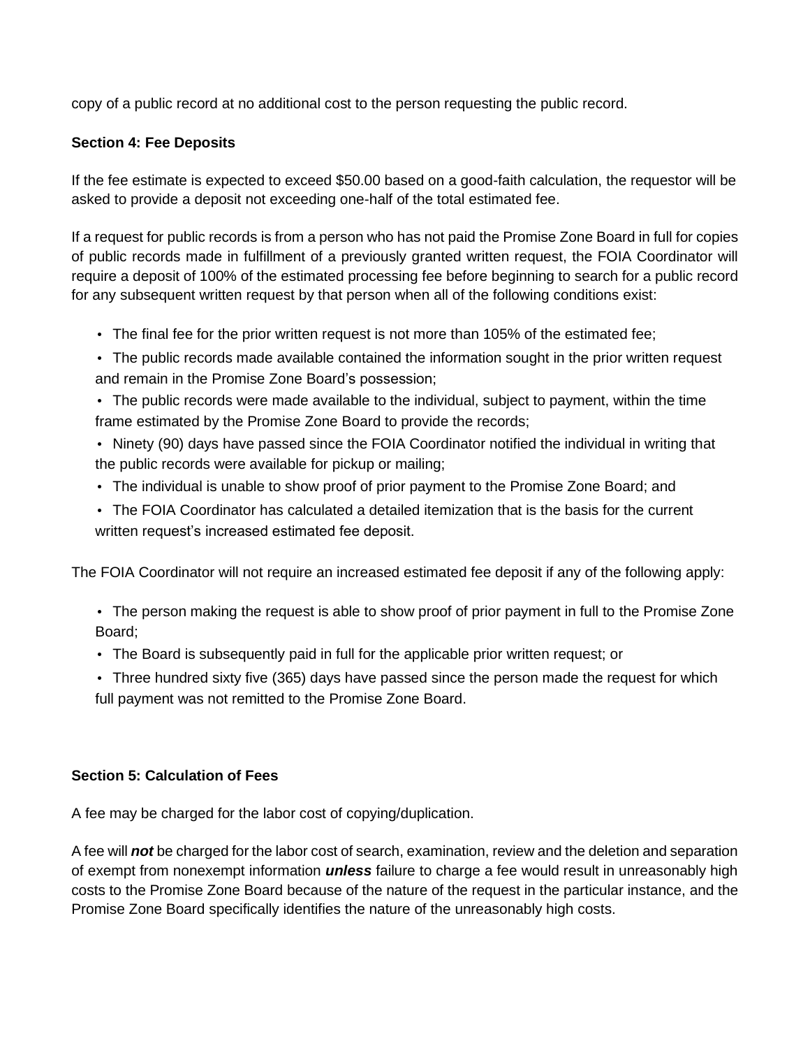copy of a public record at no additional cost to the person requesting the public record.

**Section 4: Fee Deposits**

If the fee estimate is expected to exceed $50.00 based on a good-faith calculation, the requestor will be asked to provide a deposit not exceeding one-half of the total estimated fee.

If a request for public records is from a person who has not paid the Promise Zone Board in full for copies of public records made in fulfillment of a previously granted written request, the FOIA Coordinator will require a deposit of 100% of the estimated processing fee before beginning to search for a public record for any subsequent written request by that person when all of the following conditions exist:

- The final fee for the prior written request is not more than 105% of the estimated fee;
- The public records made available contained the information sought in the prior written request and remain in the Promise Zone Board's possession;
- The public records were made available to the individual, subject to payment, within the time frame estimated by the Promise Zone Board to provide the records;
- Ninety (90) days have passed since the FOIA Coordinator notified the individual in writing that the public records were available for pickup or mailing;
- The individual is unable to show proof of prior payment to the Promise Zone Board; and
- The FOIA Coordinator has calculated a detailed itemization that is the basis for the current written request's increased estimated fee deposit.

The FOIA Coordinator will not require an increased estimated fee deposit if any of the following apply:

- The person making the request is able to show proof of prior payment in full to the Promise Zone Board;
- The Board is subsequently paid in full for the applicable prior written request; or
- Three hundred sixty five (365) days have passed since the person made the request for which full payment was not remitted to the Promise Zone Board.

**Section 5: Calculation of Fees**

A fee may be charged for the labor cost of copying/duplication.

A fee will ***not*** be charged for the labor cost of search, examination, review and the deletion and separation of exempt from nonexempt information ***unless*** failure to charge a fee would result in unreasonably high costs to the Promise Zone Board because of the nature of the request in the particular instance, and the Promise Zone Board specifically identifies the nature of the unreasonably high costs.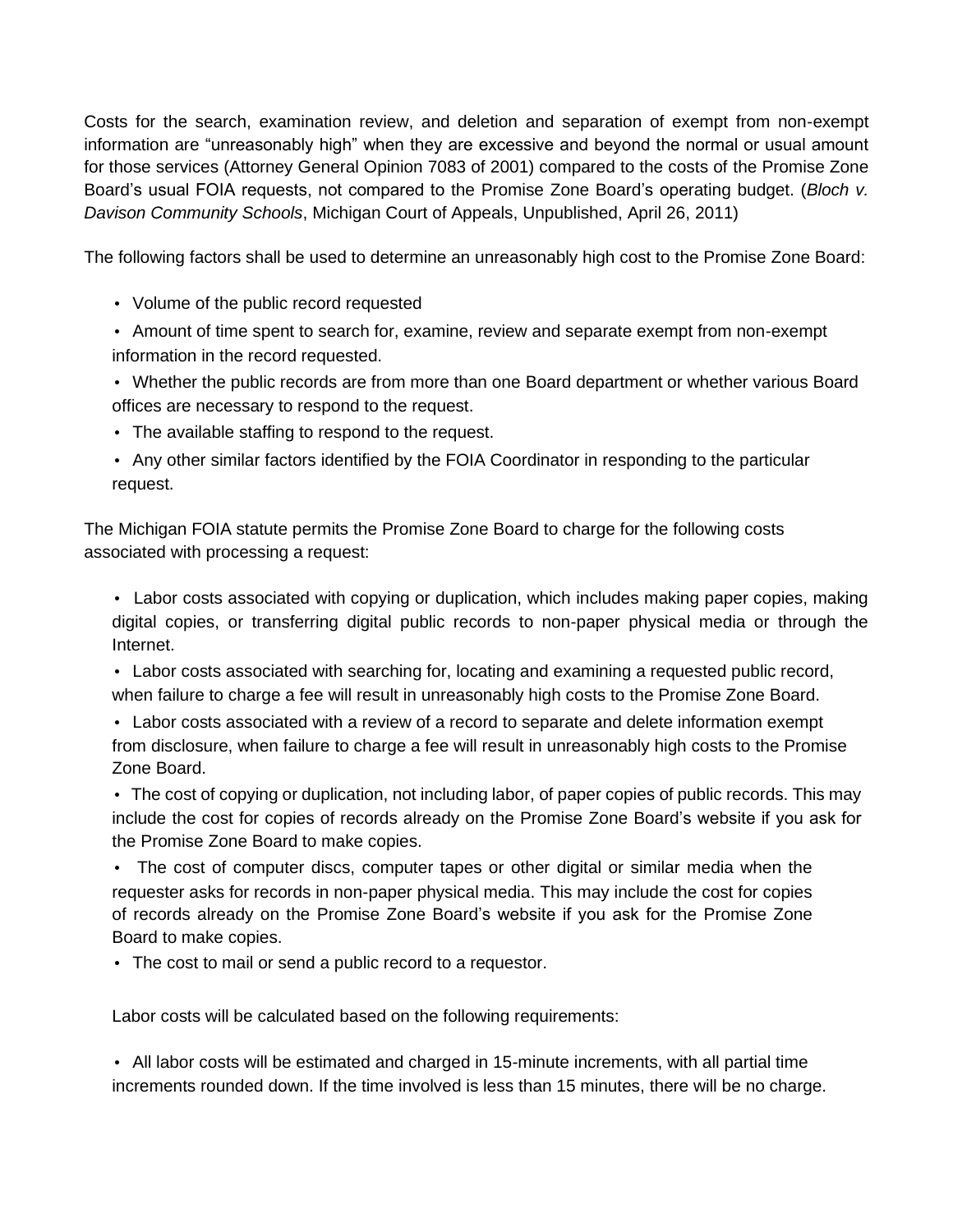Costs for the search, examination review, and deletion and separation of exempt from non-exempt information are "unreasonably high" when they are excessive and beyond the normal or usual amount for those services (Attorney General Opinion 7083 of 2001) compared to the costs of the Promise Zone Board's usual FOIA requests, not compared to the Promise Zone Board's operating budget. (*Bloch v. Davison Community Schools*, Michigan Court of Appeals, Unpublished, April 26, 2011)

The following factors shall be used to determine an unreasonably high cost to the Promise Zone Board:

- Volume of the public record requested
- Amount of time spent to search for, examine, review and separate exempt from non-exempt information in the record requested.
- Whether the public records are from more than one Board department or whether various Board offices are necessary to respond to the request.
- The available staffing to respond to the request.
- Any other similar factors identified by the FOIA Coordinator in responding to the particular request.

The Michigan FOIA statute permits the Promise Zone Board to charge for the following costs associated with processing a request:

- Labor costs associated with copying or duplication, which includes making paper copies, making digital copies, or transferring digital public records to non-paper physical media or through the Internet.
- Labor costs associated with searching for, locating and examining a requested public record, when failure to charge a fee will result in unreasonably high costs to the Promise Zone Board.
- Labor costs associated with a review of a record to separate and delete information exempt from disclosure, when failure to charge a fee will result in unreasonably high costs to the Promise Zone Board.
- The cost of copying or duplication, not including labor, of paper copies of public records. This may include the cost for copies of records already on the Promise Zone Board's website if you ask for the Promise Zone Board to make copies.
- The cost of computer discs, computer tapes or other digital or similar media when the requester asks for records in non-paper physical media. This may include the cost for copies of records already on the Promise Zone Board's website if you ask for the Promise Zone Board to make copies.
- The cost to mail or send a public record to a requestor.

Labor costs will be calculated based on the following requirements:

- All labor costs will be estimated and charged in 15-minute increments, with all partial time increments rounded down. If the time involved is less than 15 minutes, there will be no charge.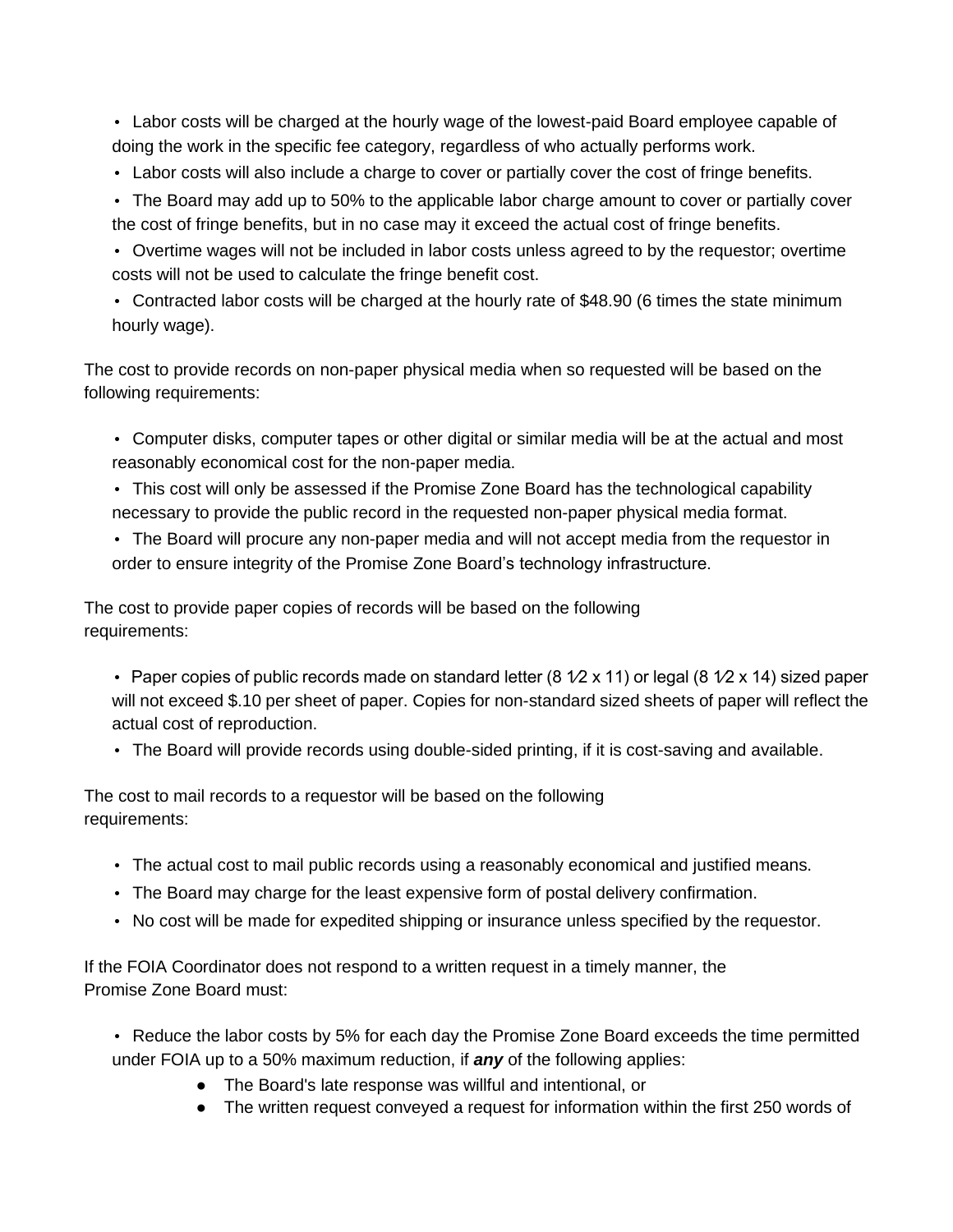- Labor costs will be charged at the hourly wage of the lowest-paid Board employee capable of doing the work in the specific fee category, regardless of who actually performs work.
- Labor costs will also include a charge to cover or partially cover the cost of fringe benefits.
- The Board may add up to 50% to the applicable labor charge amount to cover or partially cover the cost of fringe benefits, but in no case may it exceed the actual cost of fringe benefits.
- Overtime wages will not be included in labor costs unless agreed to by the requestor; overtime costs will not be used to calculate the fringe benefit cost.
- Contracted labor costs will be charged at the hourly rate of $48.90 (6 times the state minimum hourly wage).

The cost to provide records on non-paper physical media when so requested will be based on the following requirements:

- Computer disks, computer tapes or other digital or similar media will be at the actual and most reasonably economical cost for the non-paper media.
- This cost will only be assessed if the Promise Zone Board has the technological capability necessary to provide the public record in the requested non-paper physical media format.
- The Board will procure any non-paper media and will not accept media from the requestor in order to ensure integrity of the Promise Zone Board's technology infrastructure.

The cost to provide paper copies of records will be based on the following requirements:

- Paper copies of public records made on standard letter (8 1⁄2 x 11) or legal (8 1⁄2 x 14) sized paper will not exceed $.10 per sheet of paper. Copies for non-standard sized sheets of paper will reflect the actual cost of reproduction.
- The Board will provide records using double-sided printing, if it is cost-saving and available.

The cost to mail records to a requestor will be based on the following requirements:

- The actual cost to mail public records using a reasonably economical and justified means.
- The Board may charge for the least expensive form of postal delivery confirmation.
- No cost will be made for expedited shipping or insurance unless specified by the requestor.

If the FOIA Coordinator does not respond to a written request in a timely manner, the Promise Zone Board must:

- Reduce the labor costs by 5% for each day the Promise Zone Board exceeds the time permitted under FOIA up to a 50% maximum reduction, if ***any*** of the following applies:
    - The Board's late response was willful and intentional, or
    - The written request conveyed a request for information within the first 250 words of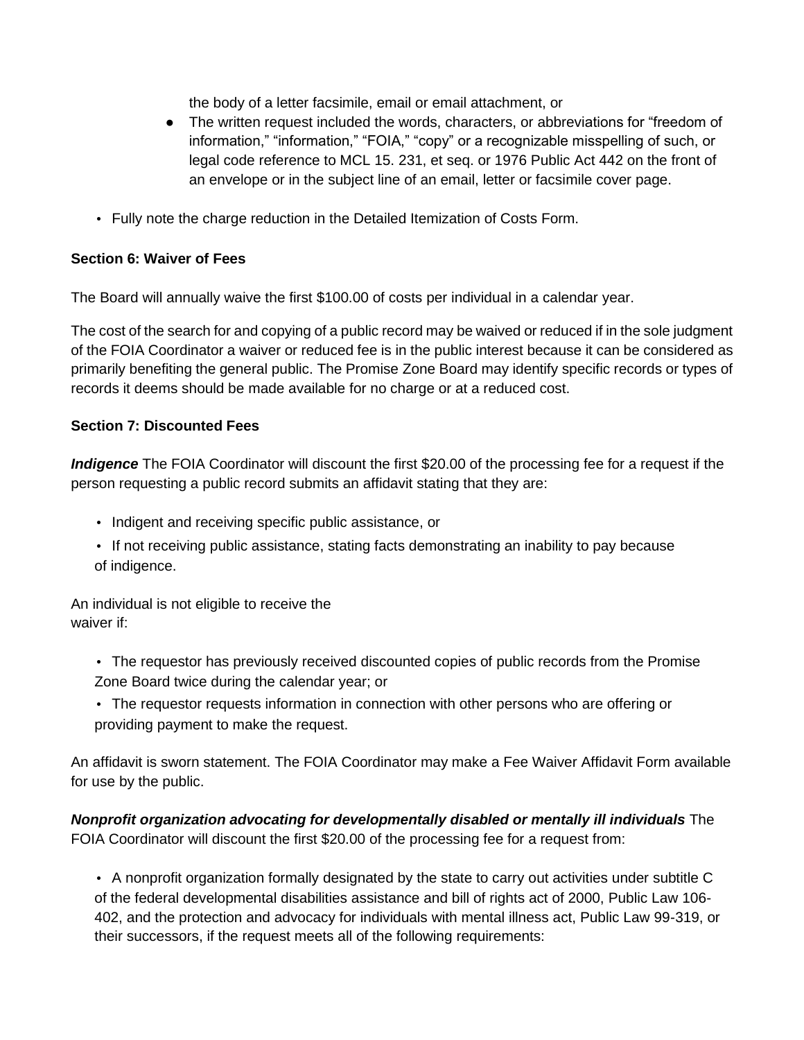the body of a letter facsimile, email or email attachment, or

- The written request included the words, characters, or abbreviations for "freedom of information," "information," "FOIA," "copy" or a recognizable misspelling of such, or legal code reference to MCL 15. 231, et seq. or 1976 Public Act 442 on the front of an envelope or in the subject line of an email, letter or facsimile cover page.

- Fully note the charge reduction in the Detailed Itemization of Costs Form.

**Section 6: Waiver of Fees**

The Board will annually waive the first $100.00 of costs per individual in a calendar year.

The cost of the search for and copying of a public record may be waived or reduced if in the sole judgment of the FOIA Coordinator a waiver or reduced fee is in the public interest because it can be considered as primarily benefiting the general public. The Promise Zone Board may identify specific records or types of records it deems should be made available for no charge or at a reduced cost.

**Section 7: Discounted Fees**

***Indigence*** The FOIA Coordinator will discount the first $20.00 of the processing fee for a request if the person requesting a public record submits an affidavit stating that they are:

- Indigent and receiving specific public assistance, or
- If not receiving public assistance, stating facts demonstrating an inability to pay because of indigence.

An individual is not eligible to receive the waiver if:

- The requestor has previously received discounted copies of public records from the Promise Zone Board twice during the calendar year; or
- The requestor requests information in connection with other persons who are offering or providing payment to make the request.

An affidavit is sworn statement. The FOIA Coordinator may make a Fee Waiver Affidavit Form available for use by the public.

***Nonprofit organization advocating for developmentally disabled or mentally ill individuals*** The FOIA Coordinator will discount the first $20.00 of the processing fee for a request from:

- A nonprofit organization formally designated by the state to carry out activities under subtitle C of the federal developmental disabilities assistance and bill of rights act of 2000, Public Law 106-402, and the protection and advocacy for individuals with mental illness act, Public Law 99-319, or their successors, if the request meets all of the following requirements: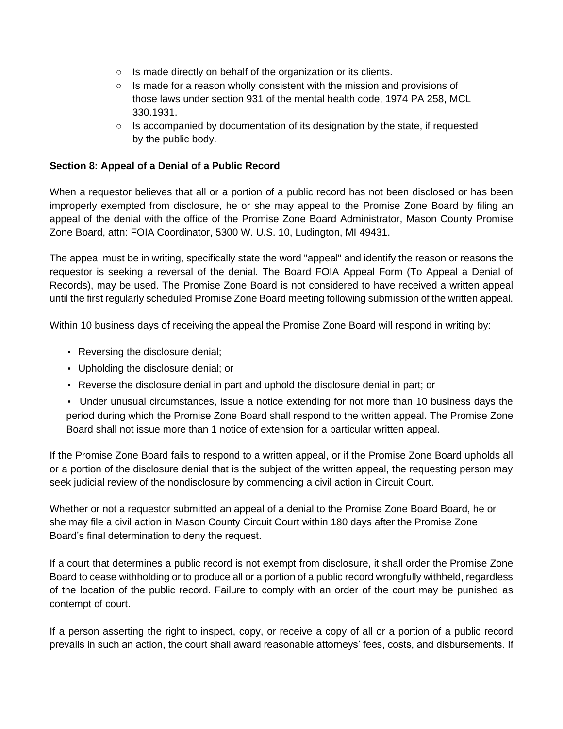- Is made directly on behalf of the organization or its clients.
- Is made for a reason wholly consistent with the mission and provisions of those laws under section 931 of the mental health code, 1974 PA 258, MCL 330.1931.
- Is accompanied by documentation of its designation by the state, if requested by the public body.

**Section 8: Appeal of a Denial of a Public Record**

When a requestor believes that all or a portion of a public record has not been disclosed or has been improperly exempted from disclosure, he or she may appeal to the Promise Zone Board by filing an appeal of the denial with the office of the Promise Zone Board Administrator, Mason County Promise Zone Board, attn: FOIA Coordinator, 5300 W. U.S. 10, Ludington, MI 49431.

The appeal must be in writing, specifically state the word "appeal" and identify the reason or reasons the requestor is seeking a reversal of the denial. The Board FOIA Appeal Form (To Appeal a Denial of Records), may be used. The Promise Zone Board is not considered to have received a written appeal until the first regularly scheduled Promise Zone Board meeting following submission of the written appeal.

Within 10 business days of receiving the appeal the Promise Zone Board will respond in writing by:

- Reversing the disclosure denial;
- Upholding the disclosure denial; or
- Reverse the disclosure denial in part and uphold the disclosure denial in part; or
- Under unusual circumstances, issue a notice extending for not more than 10 business days the period during which the Promise Zone Board shall respond to the written appeal. The Promise Zone Board shall not issue more than 1 notice of extension for a particular written appeal.

If the Promise Zone Board fails to respond to a written appeal, or if the Promise Zone Board upholds all or a portion of the disclosure denial that is the subject of the written appeal, the requesting person may seek judicial review of the nondisclosure by commencing a civil action in Circuit Court.

Whether or not a requestor submitted an appeal of a denial to the Promise Zone Board Board, he or she may file a civil action in Mason County Circuit Court within 180 days after the Promise Zone Board's final determination to deny the request.

If a court that determines a public record is not exempt from disclosure, it shall order the Promise Zone Board to cease withholding or to produce all or a portion of a public record wrongfully withheld, regardless of the location of the public record. Failure to comply with an order of the court may be punished as contempt of court.

If a person asserting the right to inspect, copy, or receive a copy of all or a portion of a public record prevails in such an action, the court shall award reasonable attorneys' fees, costs, and disbursements. If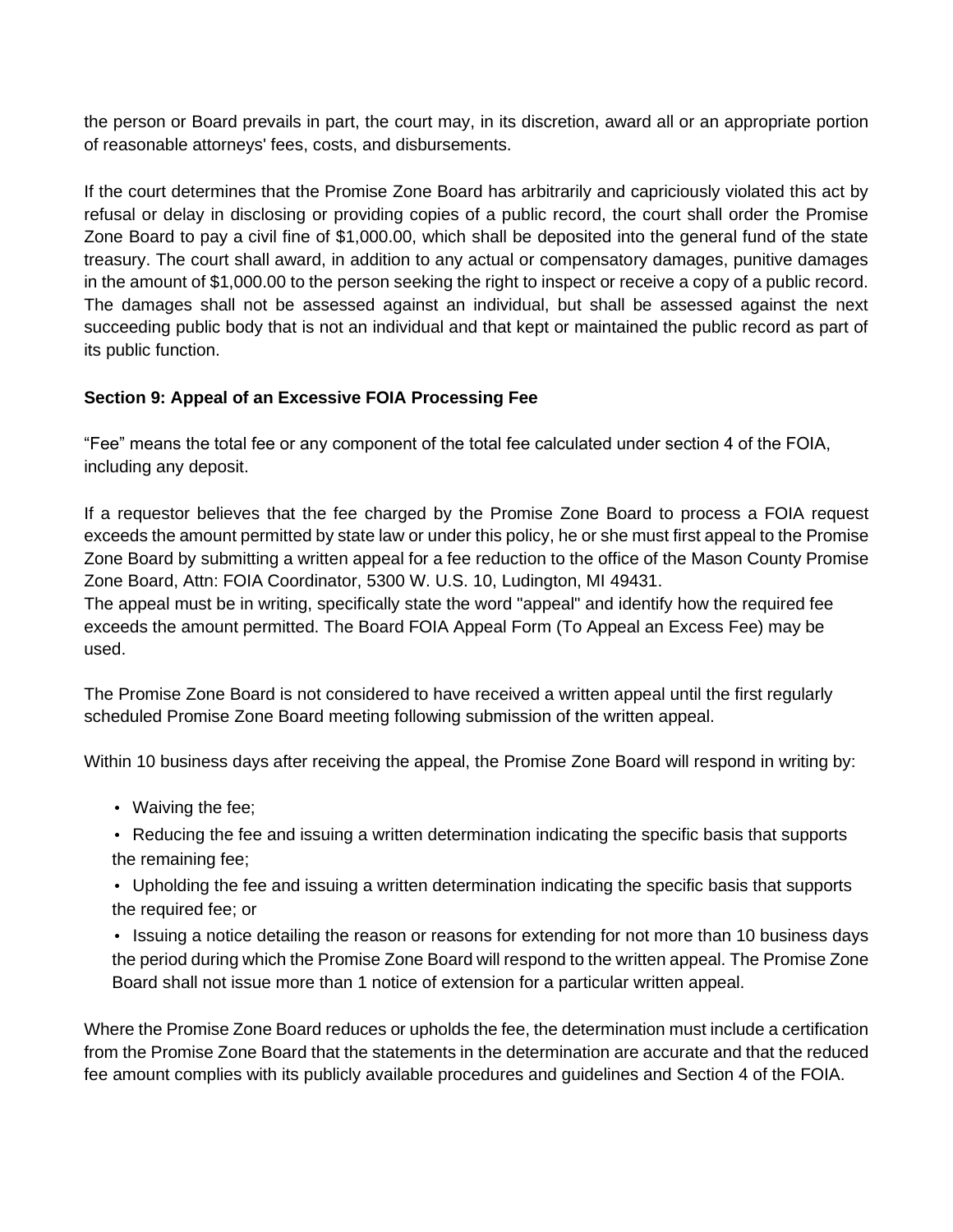the person or Board prevails in part, the court may, in its discretion, award all or an appropriate portion of reasonable attorneys' fees, costs, and disbursements.

If the court determines that the Promise Zone Board has arbitrarily and capriciously violated this act by refusal or delay in disclosing or providing copies of a public record, the court shall order the Promise Zone Board to pay a civil fine of $1,000.00, which shall be deposited into the general fund of the state treasury. The court shall award, in addition to any actual or compensatory damages, punitive damages in the amount of $1,000.00 to the person seeking the right to inspect or receive a copy of a public record. The damages shall not be assessed against an individual, but shall be assessed against the next succeeding public body that is not an individual and that kept or maintained the public record as part of its public function.

**Section 9: Appeal of an Excessive FOIA Processing Fee**

"Fee" means the total fee or any component of the total fee calculated under section 4 of the FOIA, including any deposit.

If a requestor believes that the fee charged by the Promise Zone Board to process a FOIA request exceeds the amount permitted by state law or under this policy, he or she must first appeal to the Promise Zone Board by submitting a written appeal for a fee reduction to the office of the Mason County Promise Zone Board, Attn: FOIA Coordinator, 5300 W. U.S. 10, Ludington, MI 49431.
The appeal must be in writing, specifically state the word "appeal" and identify how the required fee exceeds the amount permitted. The Board FOIA Appeal Form (To Appeal an Excess Fee) may be used.

The Promise Zone Board is not considered to have received a written appeal until the first regularly scheduled Promise Zone Board meeting following submission of the written appeal.

Within 10 business days after receiving the appeal, the Promise Zone Board will respond in writing by:

- Waiving the fee;
- Reducing the fee and issuing a written determination indicating the specific basis that supports the remaining fee;
- Upholding the fee and issuing a written determination indicating the specific basis that supports the required fee; or
- Issuing a notice detailing the reason or reasons for extending for not more than 10 business days the period during which the Promise Zone Board will respond to the written appeal. The Promise Zone Board shall not issue more than 1 notice of extension for a particular written appeal.

Where the Promise Zone Board reduces or upholds the fee, the determination must include a certification from the Promise Zone Board that the statements in the determination are accurate and that the reduced fee amount complies with its publicly available procedures and guidelines and Section 4 of the FOIA.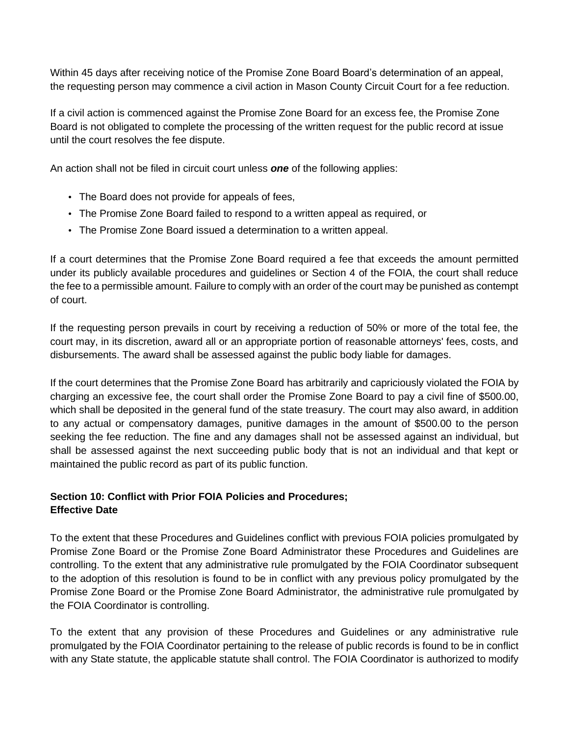Within 45 days after receiving notice of the Promise Zone Board Board's determination of an appeal, the requesting person may commence a civil action in Mason County Circuit Court for a fee reduction.

If a civil action is commenced against the Promise Zone Board for an excess fee, the Promise Zone Board is not obligated to complete the processing of the written request for the public record at issue until the court resolves the fee dispute.

An action shall not be filed in circuit court unless ***one*** of the following applies:

- The Board does not provide for appeals of fees,
- The Promise Zone Board failed to respond to a written appeal as required, or
- The Promise Zone Board issued a determination to a written appeal.

If a court determines that the Promise Zone Board required a fee that exceeds the amount permitted under its publicly available procedures and guidelines or Section 4 of the FOIA, the court shall reduce the fee to a permissible amount. Failure to comply with an order of the court may be punished as contempt of court.

If the requesting person prevails in court by receiving a reduction of 50% or more of the total fee, the court may, in its discretion, award all or an appropriate portion of reasonable attorneys' fees, costs, and disbursements. The award shall be assessed against the public body liable for damages.

If the court determines that the Promise Zone Board has arbitrarily and capriciously violated the FOIA by charging an excessive fee, the court shall order the Promise Zone Board to pay a civil fine of $500.00, which shall be deposited in the general fund of the state treasury. The court may also award, in addition to any actual or compensatory damages, punitive damages in the amount of $500.00 to the person seeking the fee reduction. The fine and any damages shall not be assessed against an individual, but shall be assessed against the next succeeding public body that is not an individual and that kept or maintained the public record as part of its public function.

### Section 10: Conflict with Prior FOIA Policies and Procedures; Effective Date

To the extent that these Procedures and Guidelines conflict with previous FOIA policies promulgated by Promise Zone Board or the Promise Zone Board Administrator these Procedures and Guidelines are controlling. To the extent that any administrative rule promulgated by the FOIA Coordinator subsequent to the adoption of this resolution is found to be in conflict with any previous policy promulgated by the Promise Zone Board or the Promise Zone Board Administrator, the administrative rule promulgated by the FOIA Coordinator is controlling.

To the extent that any provision of these Procedures and Guidelines or any administrative rule promulgated by the FOIA Coordinator pertaining to the release of public records is found to be in conflict with any State statute, the applicable statute shall control. The FOIA Coordinator is authorized to modify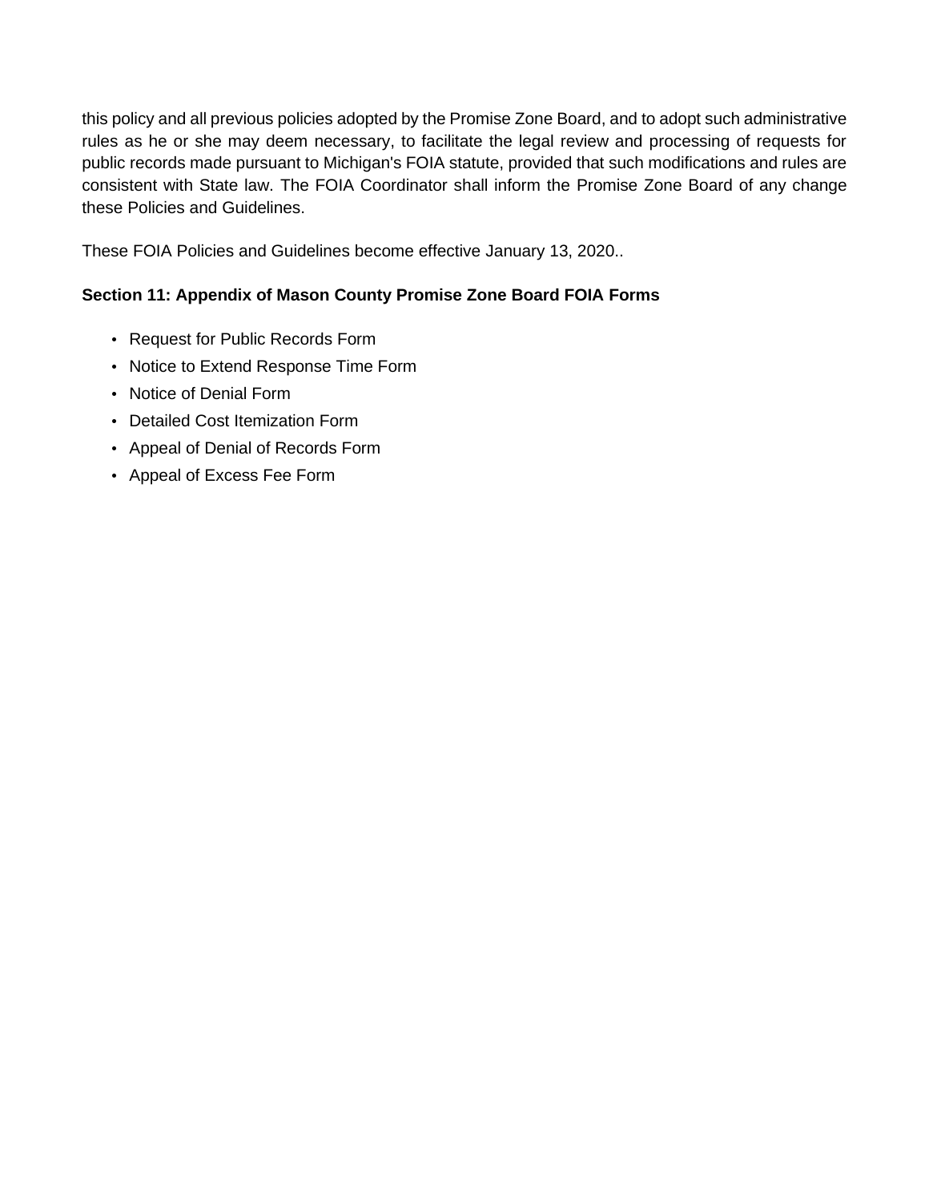this policy and all previous policies adopted by the Promise Zone Board, and to adopt such administrative rules as he or she may deem necessary, to facilitate the legal review and processing of requests for public records made pursuant to Michigan's FOIA statute, provided that such modifications and rules are consistent with State law. The FOIA Coordinator shall inform the Promise Zone Board of any change these Policies and Guidelines.

These FOIA Policies and Guidelines become effective January 13, 2020..

**Section 11: Appendix of Mason County Promise Zone Board FOIA Forms**

- Request for Public Records Form
- Notice to Extend Response Time Form
- Notice of Denial Form
- Detailed Cost Itemization Form
- Appeal of Denial of Records Form
- Appeal of Excess Fee Form